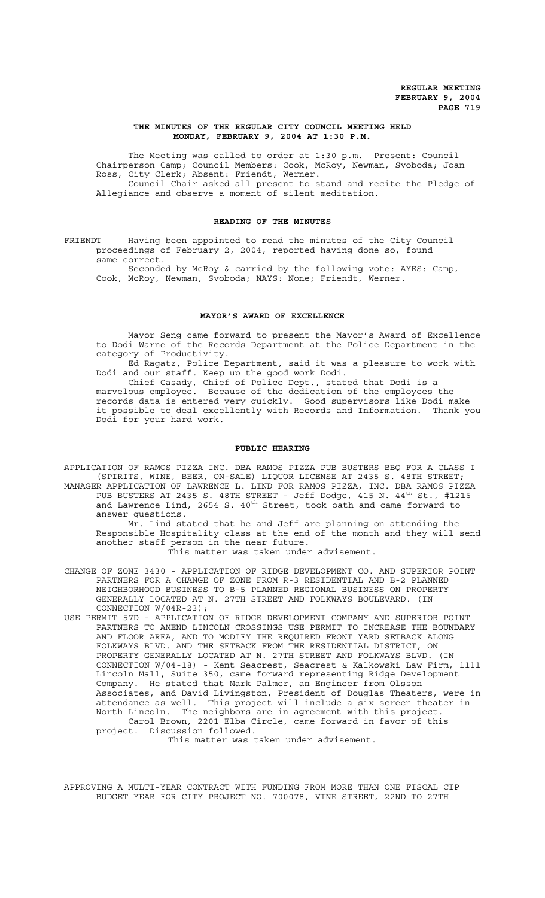# THE MINUTES OF THE REGULAR CITY COUNCIL MEETING HELD MONDAY, FEBRUARY 9, 2004 AT 1:30 P.M.

The Meeting was called to order at 1:30 p.m. Present: Council Chairperson Camp; Council Members: Cook, McRoy, Newman, Svoboda; Joan Ross, City Clerk; Absent: Friendt, Werner.

Council Chair asked all present to stand and recite the Pledge of Allegiance and observe a moment of silent meditation.

## READING OF THE MINUTES

FRIENDT Having been appointed to read the minutes of the City Council proceedings of February 2, 2004, reported having done so, found same correct.

Seconded by McRoy & carried by the following vote: AYES: Camp, Cook, McRoy, Newman, Svoboda; NAYS: None; Friendt, Werner.

## MAYOR'S AWARD OF EXCELLENCE

Mayor Seng came forward to present the Mayor's Award of Excellence to Dodi Warne of the Records Department at the Police Department in the category of Productivity.

Ed Ragatz, Police Department, said it was a pleasure to work with Dodi and our staff. Keep up the good work Dodi.

Chief Casady, Chief of Police Dept., stated that Dodi is a marvelous employee. Because of the dedication of the employees the records data is entered very quickly. Good supervisors like Dodi make it possible to deal excellently with Records and Information. Thank you Dodi for your hard work.

## PUBLIC HEARING

APPLICATION OF RAMOS PIZZA INC. DBA RAMOS PIZZA PUB BUSTERS BBQ FOR A CLASS I (SPIRITS, WINE, BEER, ON-SALE) LIQUOR LICENSE AT 2435 S. 48TH STREET;

MANAGER APPLICATION OF LAWRENCE L. LIND FOR RAMOS PIZZA, INC. DBA RAMOS PIZZA PUB BUSTERS AT 2435 S. 48TH STREET - Jeff Dodge, 415 N. 44th St., #1216 and Lawrence Lind, 2654 S. 40th Street, took oath and came forward to answer questions.

Mr. Lind stated that he and Jeff are planning on attending the Responsible Hospitality class at the end of the month and they will send another staff person in the near future.

This matter was taken under advisement.

CHANGE OF ZONE 3430 - APPLICATION OF RIDGE DEVELOPMENT CO. AND SUPERIOR POINT PARTNERS FOR A CHANGE OF ZONE FROM R-3 RESIDENTIAL AND B-2 PLANNED NEIGHBORHOOD BUSINESS TO B-5 PLANNED REGIONAL BUSINESS ON PROPERTY GENERALLY LOCATED AT N. 27TH STREET AND FOLKWAYS BOULEVARD. (IN CONNECTION W/04R-23);

USE PERMIT 57D - APPLICATION OF RIDGE DEVELOPMENT COMPANY AND SUPERIOR POINT PARTNERS TO AMEND LINCOLN CROSSINGS USE PERMIT TO INCREASE THE BOUNDARY AND FLOOR AREA, AND TO MODIFY THE REQUIRED FRONT YARD SETBACK ALONG FOLKWAYS BLVD. AND THE SETBACK FROM THE RESIDENTIAL DISTRICT, ON PROPERTY GENERALLY LOCATED AT N. 27TH STREET AND FOLKWAYS BLVD. (IN CONNECTION W/04-18) - Kent Seacrest, Seacrest & Kalkowski Law Firm, 1111 Lincoln Mall, Suite 350, came forward representing Ridge Development Company. He stated that Mark Palmer, an Engineer from Olsson Associates, and David Livingston, President of Douglas Theaters, were in attendance as well. This project will include a six screen theater in North Lincoln. The neighbors are in agreement with this project.

Carol Brown, 2201 Elba Circle, came forward in favor of this project. Discussion followed.

This matter was taken under advisement.

APPROVING A MULTI-YEAR CONTRACT WITH FUNDING FROM MORE THAN ONE FISCAL CIP BUDGET YEAR FOR CITY PROJECT NO. 700078, VINE STREET, 22ND TO 27TH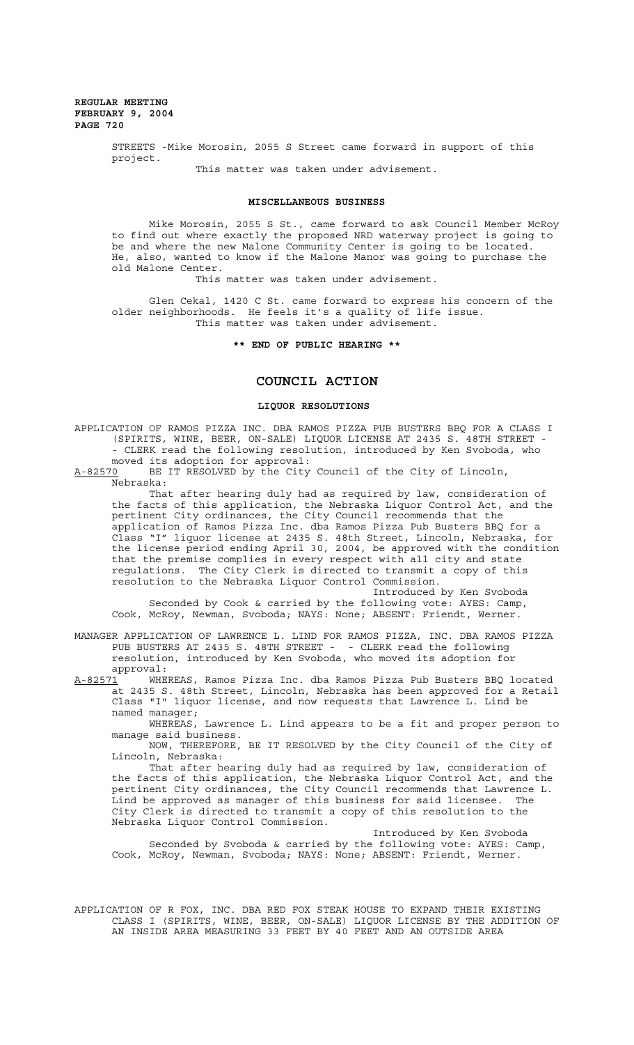STREETS -Mike Morosin, 2055 S Street came forward in support of this project.

This matter was taken under advisement.

## MISCELLANEOUS BUSINESS

Mike Morosin, 2055 S St., came forward to ask Council Member McRoy to find out where exactly the proposed NRD waterway project is going to be and where the new Malone Community Center is going to be located. He, also, wanted to know if the Malone Manor was going to purchase the old Malone Center.

This matter was taken under advisement.

Glen Cekal, 1420 C St. came forward to express his concern of the older neighborhoods. He feels it's a quality of life issue.

This matter was taken under advisement.

**\*\* END OF PUBLIC HEARING \*\***

# COUNCIL ACTION

## LIQUOR RESOLUTIONS

APPLICATION OF RAMOS PIZZA INC. DBA RAMOS PIZZA PUB BUSTERS BBQ FOR A CLASS I (SPIRITS, WINE, BEER, ON-SALE) LIQUOR LICENSE AT 2435 S. 48TH STREET - - CLERK read the following resolution, introduced by Ken Svoboda, who moved its adoption for approval:

A-82570 BE IT RESOLVED by the City Council of the City of Lincoln, Nebraska:

That after hearing duly had as required by law, consideration of the facts of this application, the Nebraska Liquor Control Act, and the pertinent City ordinances, the City Council recommends that the application of Ramos Pizza Inc. dba Ramos Pizza Pub Busters BBQ for a Class "I" liquor license at 2435 S. 48th Street, Lincoln, Nebraska, for the license period ending April 30, 2004, be approved with the condition that the premise complies in every respect with all city and state regulations. The City Clerk is directed to transmit a copy of this resolution to the Nebraska Liquor Control Commission.

Introduced by Ken Svoboda

Seconded by Cook & carried by the following vote: AYES: Camp, Cook, McRoy, Newman, Svoboda; NAYS: None; ABSENT: Friendt, Werner.

MANAGER APPLICATION OF LAWRENCE L. LIND FOR RAMOS PIZZA, INC. DBA RAMOS PIZZA PUB BUSTERS AT 2435 S. 48TH STREET - - CLERK read the following resolution, introduced by Ken Svoboda, who moved its adoption for approval:

A-82571 WHEREAS, Ramos Pizza Inc. dba Ramos Pizza Pub Busters BBQ located at 2435 S. 48th Street, Lincoln, Nebraska has been approved for a Retail Class "I" liquor license, and now requests that Lawrence L. Lind be named manager;

WHEREAS, Lawrence L. Lind appears to be a fit and proper person to manage said business.

NOW, THEREFORE, BE IT RESOLVED by the City Council of the City of Lincoln, Nebraska:

That after hearing duly had as required by law, consideration of the facts of this application, the Nebraska Liquor Control Act, and the pertinent City ordinances, the City Council recommends that Lawrence L. Lind be approved as manager of this business for said licensee. The City Clerk is directed to transmit a copy of this resolution to the Nebraska Liquor Control Commission.

Introduced by Ken Svoboda

Seconded by Svoboda & carried by the following vote: AYES: Camp, Cook, McRoy, Newman, Svoboda; NAYS: None; ABSENT: Friendt, Werner.

APPLICATION OF R FOX, INC. DBA RED FOX STEAK HOUSE TO EXPAND THEIR EXISTING CLASS I (SPIRITS, WINE, BEER, ON-SALE) LIQUOR LICENSE BY THE ADDITION OF AN INSIDE AREA MEASURING 33 FEET BY 40 FEET AND AN OUTSIDE AREA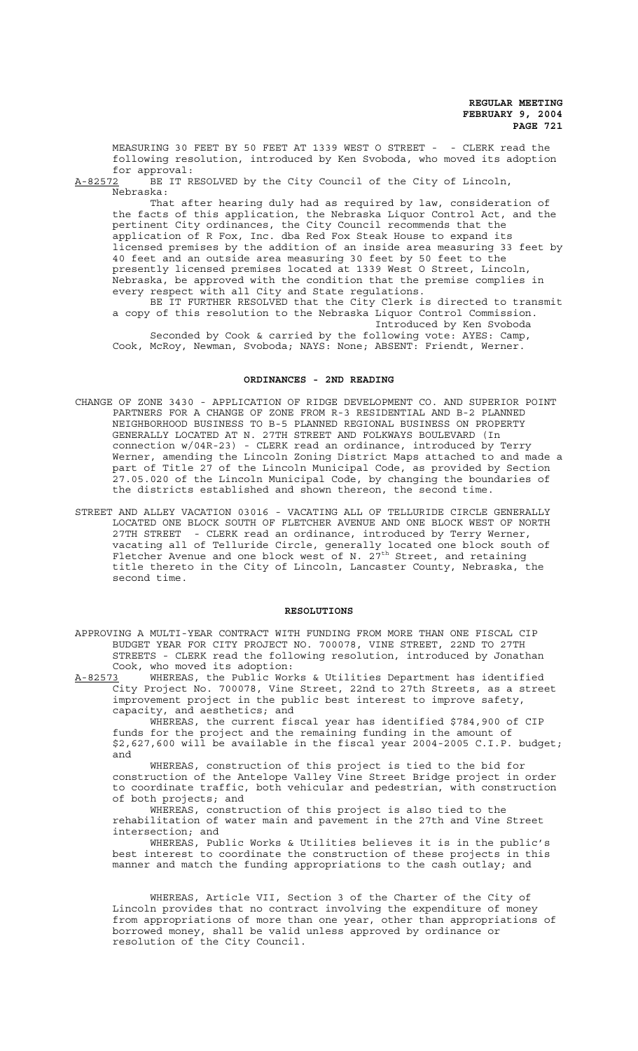MEASURING 30 FEET BY 50 FEET AT 1339 WEST O STREET - - CLERK read the following resolution, introduced by Ken Svoboda, who moved its adoption for approval:

A-82572 BE IT RESOLVED by the City Council of the City of Lincoln, Nebraska:

That after hearing duly had as required by law, consideration of the facts of this application, the Nebraska Liquor Control Act, and the pertinent City ordinances, the City Council recommends that the application of R Fox, Inc. dba Red Fox Steak House to expand its licensed premises by the addition of an inside area measuring 33 feet by 40 feet and an outside area measuring 30 feet by 50 feet to the presently licensed premises located at 1339 West O Street, Lincoln, Nebraska, be approved with the condition that the premise complies in every respect with all City and State regulations.

BE IT FURTHER RESOLVED that the City Clerk is directed to transmit a copy of this resolution to the Nebraska Liquor Control Commission.

Introduced by Ken Svoboda

Seconded by Cook & carried by the following vote: AYES: Camp, Cook, McRoy, Newman, Svoboda; NAYS: None; ABSENT: Friendt, Werner.

## ORDINANCES - 2ND READING

CHANGE OF ZONE 3430 - APPLICATION OF RIDGE DEVELOPMENT CO. AND SUPERIOR POINT PARTNERS FOR A CHANGE OF ZONE FROM R-3 RESIDENTIAL AND B-2 PLANNED NEIGHBORHOOD BUSINESS TO B-5 PLANNED REGIONAL BUSINESS ON PROPERTY GENERALLY LOCATED AT N. 27TH STREET AND FOLKWAYS BOULEVARD (In connection w/04R-23) - CLERK read an ordinance, introduced by Terry Werner, amending the Lincoln Zoning District Maps attached to and made a part of Title 27 of the Lincoln Municipal Code, as provided by Section 27.05.020 of the Lincoln Municipal Code, by changing the boundaries of the districts established and shown thereon, the second time.

STREET AND ALLEY VACATION 03016 - VACATING ALL OF TELLURIDE CIRCLE GENERALLY LOCATED ONE BLOCK SOUTH OF FLETCHER AVENUE AND ONE BLOCK WEST OF NORTH 27TH STREET - CLERK read an ordinance, introduced by Terry Werner, vacating all of Telluride Circle, generally located one block south of Fletcher Avenue and one block west of N. 27th Street, and retaining title thereto in the City of Lincoln, Lancaster County, Nebraska, the second time.

## RESOLUTIONS

APPROVING A MULTI-YEAR CONTRACT WITH FUNDING FROM MORE THAN ONE FISCAL CIP BUDGET YEAR FOR CITY PROJECT NO. 700078, VINE STREET, 22ND TO 27TH STREETS - CLERK read the following resolution, introduced by Jonathan Cook, who moved its adoption:

A-82573 WHEREAS, the Public Works & Utilities Department has identified City Project No. 700078, Vine Street, 22nd to 27th Streets, as a street improvement project in the public best interest to improve safety, capacity, and aesthetics; and

WHEREAS, the current fiscal year has identified $784,900 of CIP funds for the project and the remaining funding in the amount of $2,627,600 will be available in the fiscal year 2004-2005 C.I.P. budget; and

WHEREAS, construction of this project is tied to the bid for construction of the Antelope Valley Vine Street Bridge project in order to coordinate traffic, both vehicular and pedestrian, with construction of both projects; and

WHEREAS, construction of this project is also tied to the rehabilitation of water main and pavement in the 27th and Vine Street intersection; and

WHEREAS, Public Works & Utilities believes it is in the public's best interest to coordinate the construction of these projects in this manner and match the funding appropriations to the cash outlay; and

WHEREAS, Article VII, Section 3 of the Charter of the City of Lincoln provides that no contract involving the expenditure of money from appropriations of more than one year, other than appropriations of borrowed money, shall be valid unless approved by ordinance or resolution of the City Council.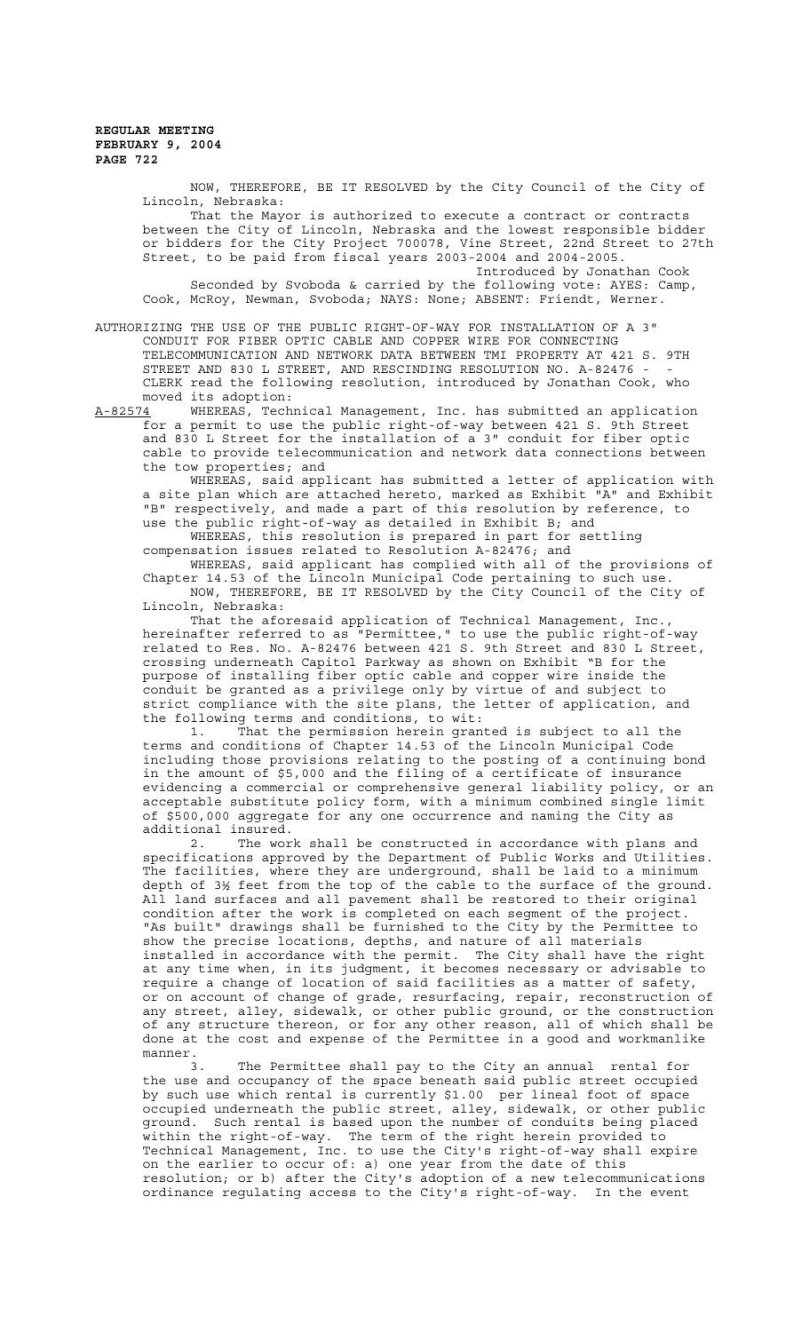NOW, THEREFORE, BE IT RESOLVED by the City Council of the City of Lincoln, Nebraska:

That the Mayor is authorized to execute a contract or contracts between the City of Lincoln, Nebraska and the lowest responsible bidder or bidders for the City Project 700078, Vine Street, 22nd Street to 27th Street, to be paid from fiscal years 2003-2004 and 2004-2005.

Introduced by Jonathan Cook

Seconded by Svoboda & carried by the following vote: AYES: Camp, Cook, McRoy, Newman, Svoboda; NAYS: None; ABSENT: Friendt, Werner.

AUTHORIZING THE USE OF THE PUBLIC RIGHT-OF-WAY FOR INSTALLATION OF A 3" CONDUIT FOR FIBER OPTIC CABLE AND COPPER WIRE FOR CONNECTING TELECOMMUNICATION AND NETWORK DATA BETWEEN TMI PROPERTY AT 421 S. 9TH STREET AND 830 L STREET, AND RESCINDING RESOLUTION NO. A-82476 - - CLERK read the following resolution, introduced by Jonathan Cook, who moved its adoption:

A-82574 WHEREAS, Technical Management, Inc. has submitted an application for a permit to use the public right-of-way between 421 S. 9th Street and 830 L Street for the installation of a 3" conduit for fiber optic cable to provide telecommunication and network data connections between the tow properties; and

WHEREAS, said applicant has submitted a letter of application with a site plan which are attached hereto, marked as Exhibit "A" and Exhibit "B" respectively, and made a part of this resolution by reference, to use the public right-of-way as detailed in Exhibit B; and

WHEREAS, this resolution is prepared in part for settling compensation issues related to Resolution A-82476; and

WHEREAS, said applicant has complied with all of the provisions of Chapter 14.53 of the Lincoln Municipal Code pertaining to such use.

NOW, THEREFORE, BE IT RESOLVED by the City Council of the City of Lincoln, Nebraska:

That the aforesaid application of Technical Management, Inc., hereinafter referred to as "Permittee," to use the public right-of-way related to Res. No. A-82476 between 421 S. 9th Street and 830 L Street, crossing underneath Capitol Parkway as shown on Exhibit "B for the purpose of installing fiber optic cable and copper wire inside the conduit be granted as a privilege only by virtue of and subject to strict compliance with the site plans, the letter of application, and the following terms and conditions, to wit:

1. That the permission herein granted is subject to all the terms and conditions of Chapter 14.53 of the Lincoln Municipal Code including those provisions relating to the posting of a continuing bond in the amount of $5,000 and the filing of a certificate of insurance evidencing a commercial or comprehensive general liability policy, or an acceptable substitute policy form, with a minimum combined single limit of $500,000 aggregate for any one occurrence and naming the City as additional insured.

2. The work shall be constructed in accordance with plans and specifications approved by the Department of Public Works and Utilities. The facilities, where they are underground, shall be laid to a minimum depth of 3½ feet from the top of the cable to the surface of the ground. All land surfaces and all pavement shall be restored to their original condition after the work is completed on each segment of the project. "As built" drawings shall be furnished to the City by the Permittee to show the precise locations, depths, and nature of all materials installed in accordance with the permit. The City shall have the right at any time when, in its judgment, it becomes necessary or advisable to require a change of location of said facilities as a matter of safety, or on account of change of grade, resurfacing, repair, reconstruction of any street, alley, sidewalk, or other public ground, or the construction of any structure thereon, or for any other reason, all of which shall be done at the cost and expense of the Permittee in a good and workmanlike manner.

3. The Permittee shall pay to the City an annual rental for the use and occupancy of the space beneath said public street occupied by such use which rental is currently $1.00 per lineal foot of space occupied underneath the public street, alley, sidewalk, or other public ground. Such rental is based upon the number of conduits being placed within the right-of-way. The term of the right herein provided to Technical Management, Inc. to use the City's right-of-way shall expire on the earlier to occur of: a) one year from the date of this resolution; or b) after the City's adoption of a new telecommunications ordinance regulating access to the City's right-of-way. In the event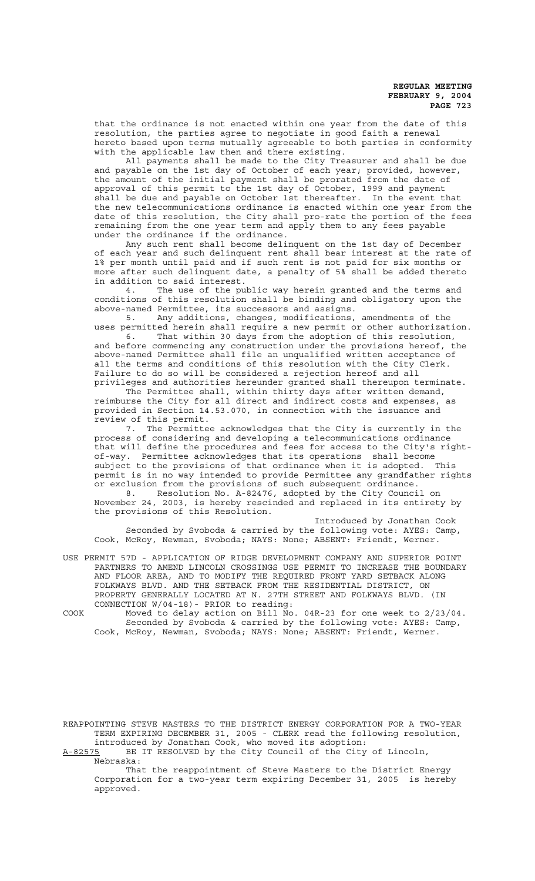that the ordinance is not enacted within one year from the date of this resolution, the parties agree to negotiate in good faith a renewal hereto based upon terms mutually agreeable to both parties in conformity with the applicable law then and there existing.

All payments shall be made to the City Treasurer and shall be due and payable on the 1st day of October of each year; provided, however, the amount of the initial payment shall be prorated from the date of approval of this permit to the 1st day of October, 1999 and payment shall be due and payable on October 1st thereafter. In the event that the new telecommunications ordinance is enacted within one year from the date of this resolution, the City shall pro-rate the portion of the fees remaining from the one year term and apply them to any fees payable under the ordinance if the ordinance.

Any such rent shall become delinquent on the 1st day of December of each year and such delinquent rent shall bear interest at the rate of 1% per month until paid and if such rent is not paid for six months or more after such delinquent date, a penalty of 5% shall be added thereto in addition to said interest.

4. The use of the public way herein granted and the terms and conditions of this resolution shall be binding and obligatory upon the above-named Permittee, its successors and assigns.

5. Any additions, changes, modifications, amendments of the uses permitted herein shall require a new permit or other authorization.

6. That within 30 days from the adoption of this resolution, and before commencing any construction under the provisions hereof, the above-named Permittee shall file an unqualified written acceptance of all the terms and conditions of this resolution with the City Clerk. Failure to do so will be considered a rejection hereof and all privileges and authorities hereunder granted shall thereupon terminate.

The Permittee shall, within thirty days after written demand, reimburse the City for all direct and indirect costs and expenses, as provided in Section 14.53.070, in connection with the issuance and review of this permit.

7. The Permittee acknowledges that the City is currently in the process of considering and developing a telecommunications ordinance that will define the procedures and fees for access to the City's right-of-way. Permittee acknowledges that its operations shall become subject to the provisions of that ordinance when it is adopted. This permit is in no way intended to provide Permittee any grandfather rights or exclusion from the provisions of such subsequent ordinance.

8. Resolution No. A-82476, adopted by the City Council on November 24, 2003, is hereby rescinded and replaced in its entirety by the provisions of this Resolution.

Introduced by Jonathan Cook

Seconded by Svoboda & carried by the following vote: AYES: Camp, Cook, McRoy, Newman, Svoboda; NAYS: None; ABSENT: Friendt, Werner.

USE PERMIT 57D - APPLICATION OF RIDGE DEVELOPMENT COMPANY AND SUPERIOR POINT PARTNERS TO AMEND LINCOLN CROSSINGS USE PERMIT TO INCREASE THE BOUNDARY AND FLOOR AREA, AND TO MODIFY THE REQUIRED FRONT YARD SETBACK ALONG FOLKWAYS BLVD. AND THE SETBACK FROM THE RESIDENTIAL DISTRICT, ON PROPERTY GENERALLY LOCATED AT N. 27TH STREET AND FOLKWAYS BLVD. (IN CONNECTION W/04-18)- PRIOR to reading:

COOK Moved to delay action on Bill No. 04R-23 for one week to 2/23/04.

Seconded by Svoboda & carried by the following vote: AYES: Camp, Cook, McRoy, Newman, Svoboda; NAYS: None; ABSENT: Friendt, Werner.

REAPPOINTING STEVE MASTERS TO THE DISTRICT ENERGY CORPORATION FOR A TWO-YEAR TERM EXPIRING DECEMBER 31, 2005 - CLERK read the following resolution, introduced by Jonathan Cook, who moved its adoption:

A-82575 BE IT RESOLVED by the City Council of the City of Lincoln, Nebraska:

That the reappointment of Steve Masters to the District Energy Corporation for a two-year term expiring December 31, 2005 is hereby approved.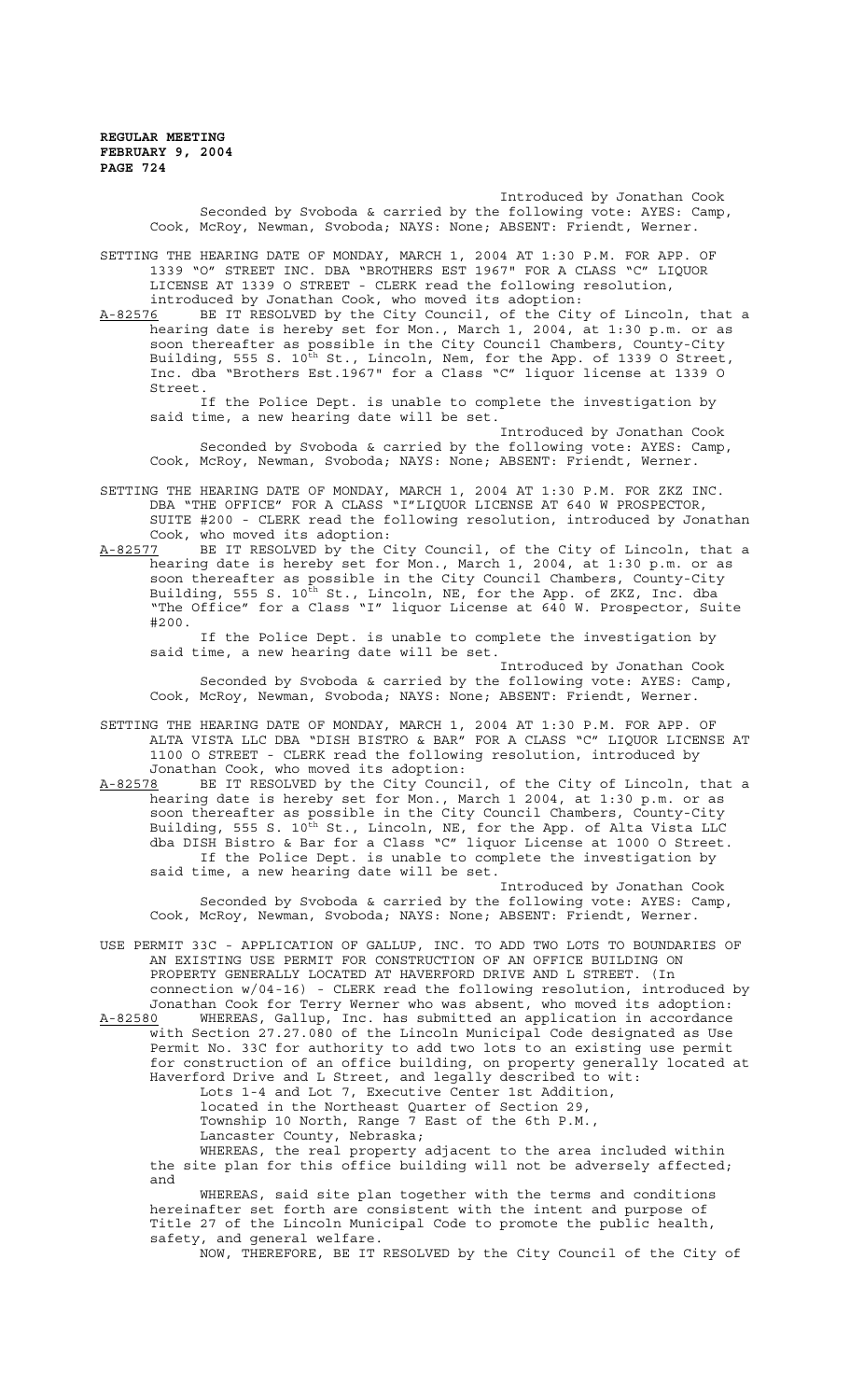Introduced by Jonathan Cook

Seconded by Svoboda & carried by the following vote: AYES: Camp, Cook, McRoy, Newman, Svoboda; NAYS: None; ABSENT: Friendt, Werner.

SETTING THE HEARING DATE OF MONDAY, MARCH 1, 2004 AT 1:30 P.M. FOR APP. OF 1339 "O" STREET INC. DBA "BROTHERS EST 1967" FOR A CLASS "C" LIQUOR LICENSE AT 1339 O STREET - CLERK read the following resolution, introduced by Jonathan Cook, who moved its adoption:

A-82576 BE IT RESOLVED by the City Council, of the City of Lincoln, that a hearing date is hereby set for Mon., March 1, 2004, at 1:30 p.m. or as soon thereafter as possible in the City Council Chambers, County-City Building, 555 S. 10th St., Lincoln, Nem, for the App. of 1339 O Street, Inc. dba "Brothers Est.1967" for a Class "C" liquor license at 1339 O Street.

If the Police Dept. is unable to complete the investigation by said time, a new hearing date will be set.

Introduced by Jonathan Cook

Seconded by Svoboda & carried by the following vote: AYES: Camp, Cook, McRoy, Newman, Svoboda; NAYS: None; ABSENT: Friendt, Werner.

SETTING THE HEARING DATE OF MONDAY, MARCH 1, 2004 AT 1:30 P.M. FOR ZKZ INC. DBA "THE OFFICE" FOR A CLASS "I"LIQUOR LICENSE AT 640 W PROSPECTOR, SUITE #200 - CLERK read the following resolution, introduced by Jonathan Cook, who moved its adoption:

A-82577 BE IT RESOLVED by the City Council, of the City of Lincoln, that a hearing date is hereby set for Mon., March 1, 2004, at 1:30 p.m. or as soon thereafter as possible in the City Council Chambers, County-City Building, 555 S. 10th St., Lincoln, NE, for the App. of ZKZ, Inc. dba "The Office" for a Class "I" liquor License at 640 W. Prospector, Suite #200.

If the Police Dept. is unable to complete the investigation by said time, a new hearing date will be set.

Introduced by Jonathan Cook

Seconded by Svoboda & carried by the following vote: AYES: Camp, Cook, McRoy, Newman, Svoboda; NAYS: None; ABSENT: Friendt, Werner.

SETTING THE HEARING DATE OF MONDAY, MARCH 1, 2004 AT 1:30 P.M. FOR APP. OF ALTA VISTA LLC DBA "DISH BISTRO & BAR" FOR A CLASS "C" LIQUOR LICENSE AT 1100 O STREET - CLERK read the following resolution, introduced by Jonathan Cook, who moved its adoption:

A-82578 BE IT RESOLVED by the City Council, of the City of Lincoln, that a hearing date is hereby set for Mon., March 1 2004, at 1:30 p.m. or as soon thereafter as possible in the City Council Chambers, County-City Building, 555 S. 10th St., Lincoln, NE, for the App. of Alta Vista LLC dba DISH Bistro & Bar for a Class "C" liquor License at 1000 O Street.

If the Police Dept. is unable to complete the investigation by said time, a new hearing date will be set.

Introduced by Jonathan Cook

Seconded by Svoboda & carried by the following vote: AYES: Camp, Cook, McRoy, Newman, Svoboda; NAYS: None; ABSENT: Friendt, Werner.

USE PERMIT 33C - APPLICATION OF GALLUP, INC. TO ADD TWO LOTS TO BOUNDARIES OF AN EXISTING USE PERMIT FOR CONSTRUCTION OF AN OFFICE BUILDING ON PROPERTY GENERALLY LOCATED AT HAVERFORD DRIVE AND L STREET. (In connection w/04-16) - CLERK read the following resolution, introduced by Jonathan Cook for Terry Werner who was absent, who moved its adoption:

A-82580 WHEREAS, Gallup, Inc. has submitted an application in accordance with Section 27.27.080 of the Lincoln Municipal Code designated as Use Permit No. 33C for authority to add two lots to an existing use permit for construction of an office building, on property generally located at Haverford Drive and L Street, and legally described to wit:

Lots 1-4 and Lot 7, Executive Center 1st Addition,
located in the Northeast Quarter of Section 29,
Township 10 North, Range 7 East of the 6th P.M.,
Lancaster County, Nebraska;

WHEREAS, the real property adjacent to the area included within the site plan for this office building will not be adversely affected; and

WHEREAS, said site plan together with the terms and conditions hereinafter set forth are consistent with the intent and purpose of Title 27 of the Lincoln Municipal Code to promote the public health, safety, and general welfare.

NOW, THEREFORE, BE IT RESOLVED by the City Council of the City of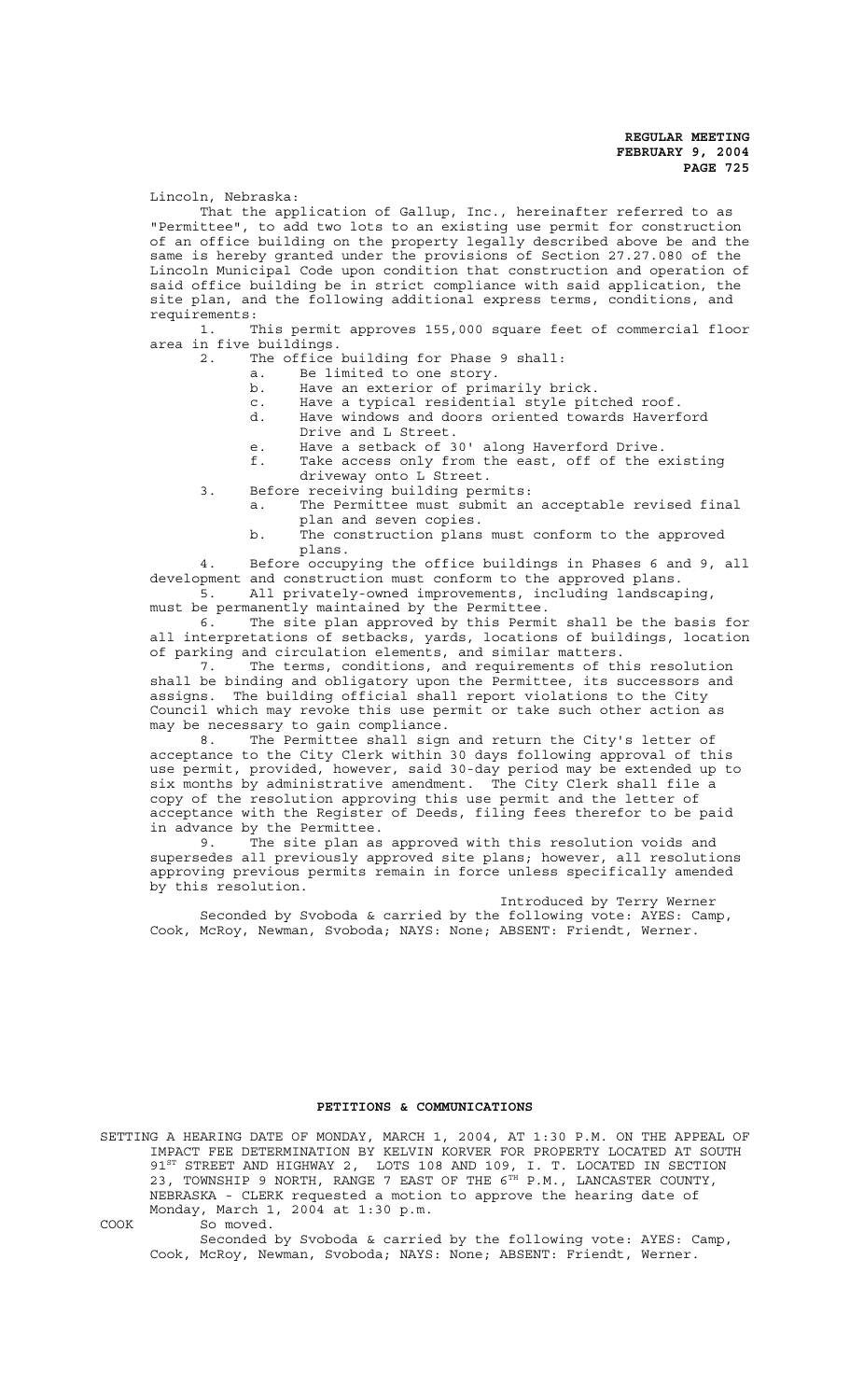Lincoln, Nebraska:

That the application of Gallup, Inc., hereinafter referred to as "Permittee", to add two lots to an existing use permit for construction of an office building on the property legally described above be and the same is hereby granted under the provisions of Section 27.27.080 of the Lincoln Municipal Code upon condition that construction and operation of said office building be in strict compliance with said application, the site plan, and the following additional express terms, conditions, and requirements:

1. This permit approves 155,000 square feet of commercial floor area in five buildings.
2. The office building for Phase 9 shall:
   a. Be limited to one story.
   b. Have an exterior of primarily brick.
   c. Have a typical residential style pitched roof.
   d. Have windows and doors oriented towards Haverford Drive and L Street.
   e. Have a setback of 30' along Haverford Drive.
   f. Take access only from the east, off of the existing driveway onto L Street.
3. Before receiving building permits:
   a. The Permittee must submit an acceptable revised final plan and seven copies.
   b. The construction plans must conform to the approved plans.
4. Before occupying the office buildings in Phases 6 and 9, all development and construction must conform to the approved plans.
5. All privately-owned improvements, including landscaping, must be permanently maintained by the Permittee.
6. The site plan approved by this Permit shall be the basis for all interpretations of setbacks, yards, locations of buildings, location of parking and circulation elements, and similar matters.
7. The terms, conditions, and requirements of this resolution shall be binding and obligatory upon the Permittee, its successors and assigns. The building official shall report violations to the City Council which may revoke this use permit or take such other action as may be necessary to gain compliance.
8. The Permittee shall sign and return the City's letter of acceptance to the City Clerk within 30 days following approval of this use permit, provided, however, said 30-day period may be extended up to six months by administrative amendment. The City Clerk shall file a copy of the resolution approving this use permit and the letter of acceptance with the Register of Deeds, filing fees therefor to be paid in advance by the Permittee.
9. The site plan as approved with this resolution voids and supersedes all previously approved site plans; however, all resolutions approving previous permits remain in force unless specifically amended by this resolution.

Introduced by Terry Werner

Seconded by Svoboda & carried by the following vote: AYES: Camp, Cook, McRoy, Newman, Svoboda; NAYS: None; ABSENT: Friendt, Werner.

## PETITIONS & COMMUNICATIONS

SETTING A HEARING DATE OF MONDAY, MARCH 1, 2004, AT 1:30 P.M. ON THE APPEAL OF IMPACT FEE DETERMINATION BY KELVIN KORVER FOR PROPERTY LOCATED AT SOUTH 91ST STREET AND HIGHWAY 2, LOTS 108 AND 109, I. T. LOCATED IN SECTION 23, TOWNSHIP 9 NORTH, RANGE 7 EAST OF THE 6TH P.M., LANCASTER COUNTY, NEBRASKA - CLERK requested a motion to approve the hearing date of Monday, March 1, 2004 at 1:30 p.m.

COOK So moved.

Seconded by Svoboda & carried by the following vote: AYES: Camp, Cook, McRoy, Newman, Svoboda; NAYS: None; ABSENT: Friendt, Werner.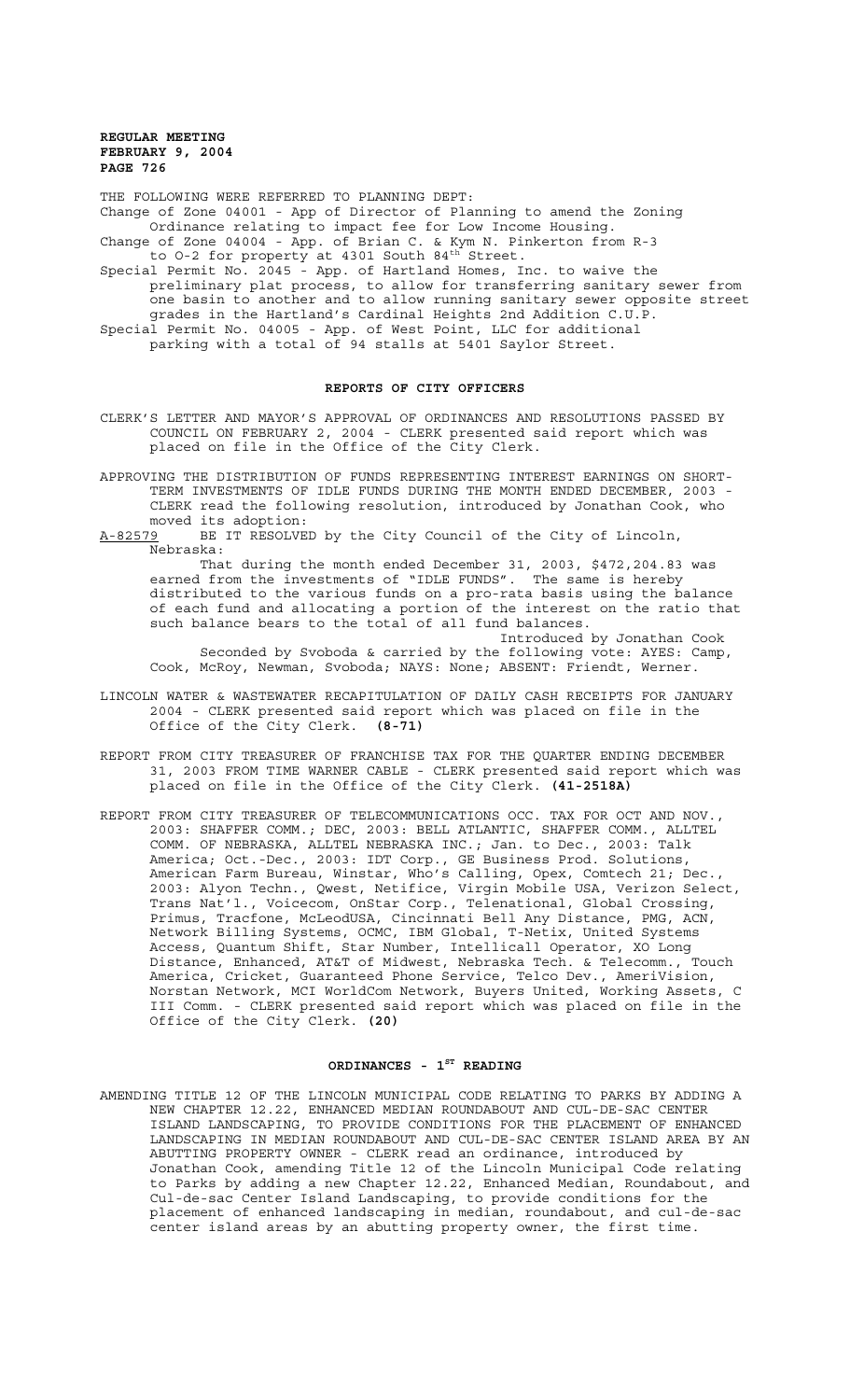THE FOLLOWING WERE REFERRED TO PLANNING DEPT:

Change of Zone 04001 - App of Director of Planning to amend the Zoning Ordinance relating to impact fee for Low Income Housing.

Change of Zone 04004 - App. of Brian C. & Kym N. Pinkerton from R-3 to O-2 for property at 4301 South 84th Street.

Special Permit No. 2045 - App. of Hartland Homes, Inc. to waive the preliminary plat process, to allow for transferring sanitary sewer from one basin to another and to allow running sanitary sewer opposite street grades in the Hartland's Cardinal Heights 2nd Addition C.U.P.

Special Permit No. 04005 - App. of West Point, LLC for additional parking with a total of 94 stalls at 5401 Saylor Street.

## REPORTS OF CITY OFFICERS

CLERK'S LETTER AND MAYOR'S APPROVAL OF ORDINANCES AND RESOLUTIONS PASSED BY COUNCIL ON FEBRUARY 2, 2004 - CLERK presented said report which was placed on file in the Office of the City Clerk.

APPROVING THE DISTRIBUTION OF FUNDS REPRESENTING INTEREST EARNINGS ON SHORT-TERM INVESTMENTS OF IDLE FUNDS DURING THE MONTH ENDED DECEMBER, 2003 - CLERK read the following resolution, introduced by Jonathan Cook, who moved its adoption:

A-82579 BE IT RESOLVED by the City Council of the City of Lincoln, Nebraska:

That during the month ended December 31, 2003, $472,204.83 was earned from the investments of "IDLE FUNDS". The same is hereby distributed to the various funds on a pro-rata basis using the balance of each fund and allocating a portion of the interest on the ratio that such balance bears to the total of all fund balances.

Introduced by Jonathan Cook

Seconded by Svoboda & carried by the following vote: AYES: Camp, Cook, McRoy, Newman, Svoboda; NAYS: None; ABSENT: Friendt, Werner.

LINCOLN WATER & WASTEWATER RECAPITULATION OF DAILY CASH RECEIPTS FOR JANUARY 2004 - CLERK presented said report which was placed on file in the Office of the City Clerk. **(8-71)**

REPORT FROM CITY TREASURER OF FRANCHISE TAX FOR THE QUARTER ENDING DECEMBER 31, 2003 FROM TIME WARNER CABLE - CLERK presented said report which was placed on file in the Office of the City Clerk. **(41-2518A)**

REPORT FROM CITY TREASURER OF TELECOMMUNICATIONS OCC. TAX FOR OCT AND NOV., 2003: SHAFFER COMM.; DEC, 2003: BELL ATLANTIC, SHAFFER COMM., ALLTEL COMM. OF NEBRASKA, ALLTEL NEBRASKA INC.; Jan. to Dec., 2003: Talk America; Oct.-Dec., 2003: IDT Corp., GE Business Prod. Solutions, American Farm Bureau, Winstar, Who's Calling, Opex, Comtech 21; Dec., 2003: Alyon Techn., Qwest, Netifice, Virgin Mobile USA, Verizon Select, Trans Nat'l., Voicecom, OnStar Corp., Telenational, Global Crossing, Primus, Tracfone, McLeodUSA, Cincinnati Bell Any Distance, PMG, ACN, Network Billing Systems, OCMC, IBM Global, T-Netix, United Systems Access, Quantum Shift, Star Number, Intellicall Operator, XO Long Distance, Enhanced, AT&T of Midwest, Nebraska Tech. & Telecomm., Touch America, Cricket, Guaranteed Phone Service, Telco Dev., AmeriVision, Norstan Network, MCI WorldCom Network, Buyers United, Working Assets, C III Comm. - CLERK presented said report which was placed on file in the Office of the City Clerk. **(20)**

## ORDINANCES - 1ST READING

AMENDING TITLE 12 OF THE LINCOLN MUNICIPAL CODE RELATING TO PARKS BY ADDING A NEW CHAPTER 12.22, ENHANCED MEDIAN ROUNDABOUT AND CUL-DE-SAC CENTER ISLAND LANDSCAPING, TO PROVIDE CONDITIONS FOR THE PLACEMENT OF ENHANCED LANDSCAPING IN MEDIAN ROUNDABOUT AND CUL-DE-SAC CENTER ISLAND AREA BY AN ABUTTING PROPERTY OWNER - CLERK read an ordinance, introduced by Jonathan Cook, amending Title 12 of the Lincoln Municipal Code relating to Parks by adding a new Chapter 12.22, Enhanced Median, Roundabout, and Cul-de-sac Center Island Landscaping, to provide conditions for the placement of enhanced landscaping in median, roundabout, and cul-de-sac center island areas by an abutting property owner, the first time.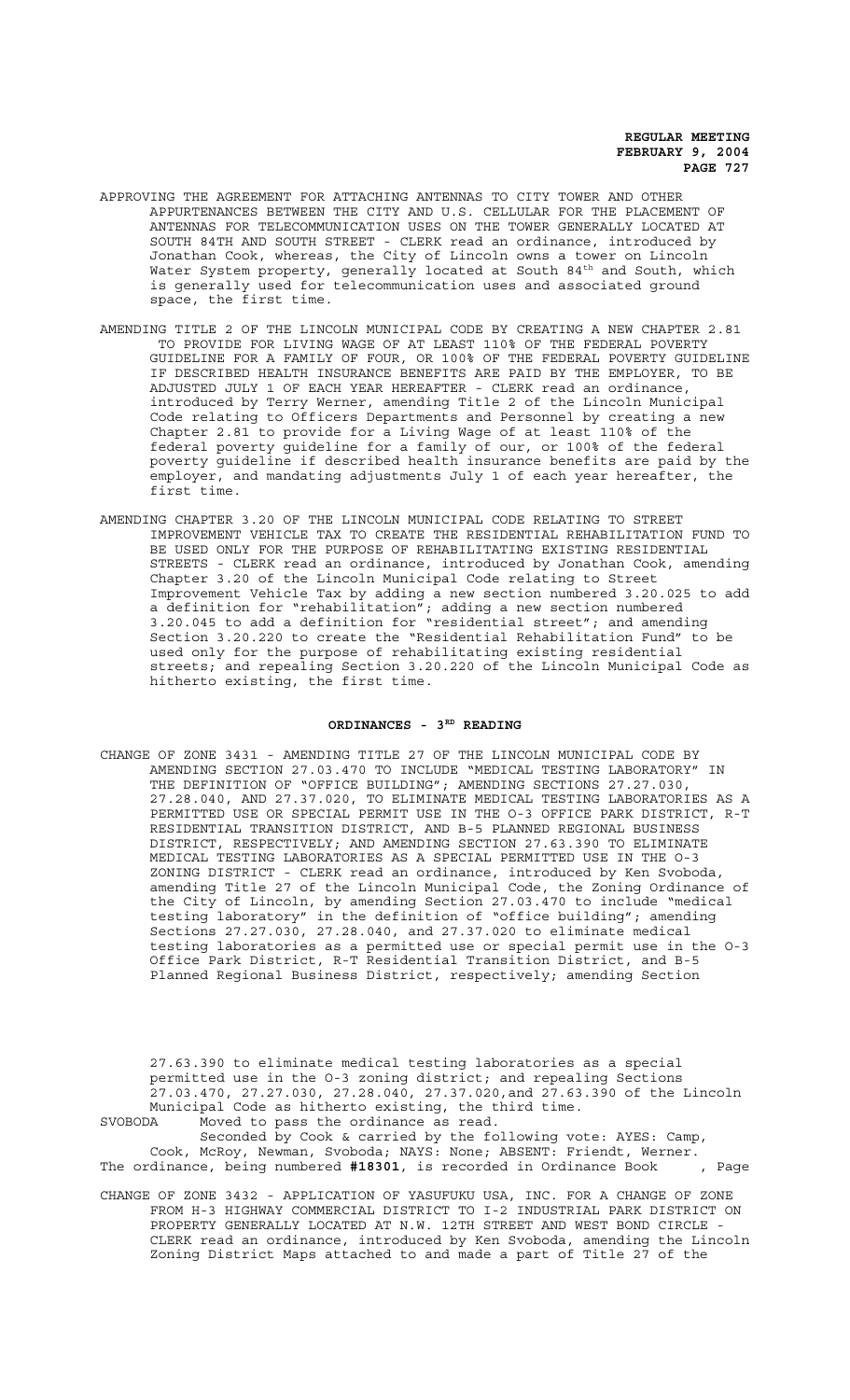APPROVING THE AGREEMENT FOR ATTACHING ANTENNAS TO CITY TOWER AND OTHER APPURTENANCES BETWEEN THE CITY AND U.S. CELLULAR FOR THE PLACEMENT OF ANTENNAS FOR TELECOMMUNICATION USES ON THE TOWER GENERALLY LOCATED AT SOUTH 84TH AND SOUTH STREET - CLERK read an ordinance, introduced by Jonathan Cook, whereas, the City of Lincoln owns a tower on Lincoln Water System property, generally located at South 84th and South, which is generally used for telecommunication uses and associated ground space, the first time.

AMENDING TITLE 2 OF THE LINCOLN MUNICIPAL CODE BY CREATING A NEW CHAPTER 2.81 TO PROVIDE FOR LIVING WAGE OF AT LEAST 110% OF THE FEDERAL POVERTY GUIDELINE FOR A FAMILY OF FOUR, OR 100% OF THE FEDERAL POVERTY GUIDELINE IF DESCRIBED HEALTH INSURANCE BENEFITS ARE PAID BY THE EMPLOYER, TO BE ADJUSTED JULY 1 OF EACH YEAR HEREAFTER - CLERK read an ordinance, introduced by Terry Werner, amending Title 2 of the Lincoln Municipal Code relating to Officers Departments and Personnel by creating a new Chapter 2.81 to provide for a Living Wage of at least 110% of the federal poverty guideline for a family of our, or 100% of the federal poverty guideline if described health insurance benefits are paid by the employer, and mandating adjustments July 1 of each year hereafter, the first time.

AMENDING CHAPTER 3.20 OF THE LINCOLN MUNICIPAL CODE RELATING TO STREET IMPROVEMENT VEHICLE TAX TO CREATE THE RESIDENTIAL REHABILITATION FUND TO BE USED ONLY FOR THE PURPOSE OF REHABILITATING EXISTING RESIDENTIAL STREETS - CLERK read an ordinance, introduced by Jonathan Cook, amending Chapter 3.20 of the Lincoln Municipal Code relating to Street Improvement Vehicle Tax by adding a new section numbered 3.20.025 to add a definition for "rehabilitation"; adding a new section numbered 3.20.045 to add a definition for "residential street"; and amending Section 3.20.220 to create the "Residential Rehabilitation Fund" to be used only for the purpose of rehabilitating existing residential streets; and repealing Section 3.20.220 of the Lincoln Municipal Code as hitherto existing, the first time.

## ORDINANCES - 3RD READING

CHANGE OF ZONE 3431 - AMENDING TITLE 27 OF THE LINCOLN MUNICIPAL CODE BY AMENDING SECTION 27.03.470 TO INCLUDE "MEDICAL TESTING LABORATORY" IN THE DEFINITION OF "OFFICE BUILDING"; AMENDING SECTIONS 27.27.030, 27.28.040, AND 27.37.020, TO ELIMINATE MEDICAL TESTING LABORATORIES AS A PERMITTED USE OR SPECIAL PERMIT USE IN THE O-3 OFFICE PARK DISTRICT, R-T RESIDENTIAL TRANSITION DISTRICT, AND B-5 PLANNED REGIONAL BUSINESS DISTRICT, RESPECTIVELY; AND AMENDING SECTION 27.63.390 TO ELIMINATE MEDICAL TESTING LABORATORIES AS A SPECIAL PERMITTED USE IN THE O-3 ZONING DISTRICT - CLERK read an ordinance, introduced by Ken Svoboda, amending Title 27 of the Lincoln Municipal Code, the Zoning Ordinance of the City of Lincoln, by amending Section 27.03.470 to include "medical testing laboratory" in the definition of "office building"; amending Sections 27.27.030, 27.28.040, and 27.37.020 to eliminate medical testing laboratories as a permitted use or special permit use in the O-3 Office Park District, R-T Residential Transition District, and B-5 Planned Regional Business District, respectively; amending Section 27.63.390 to eliminate medical testing laboratories as a special permitted use in the O-3 zoning district; and repealing Sections 27.03.470, 27.27.030, 27.28.040, 27.37.020,and 27.63.390 of the Lincoln Municipal Code as hitherto existing, the third time.

SVOBODA Moved to pass the ordinance as read.

Seconded by Cook & carried by the following vote: AYES: Camp, Cook, McRoy, Newman, Svoboda; NAYS: None; ABSENT: Friendt, Werner.

The ordinance, being numbered **#18301**, is recorded in Ordinance Book , Page

CHANGE OF ZONE 3432 - APPLICATION OF YASUFUKU USA, INC. FOR A CHANGE OF ZONE FROM H-3 HIGHWAY COMMERCIAL DISTRICT TO I-2 INDUSTRIAL PARK DISTRICT ON PROPERTY GENERALLY LOCATED AT N.W. 12TH STREET AND WEST BOND CIRCLE - CLERK read an ordinance, introduced by Ken Svoboda, amending the Lincoln Zoning District Maps attached to and made a part of Title 27 of the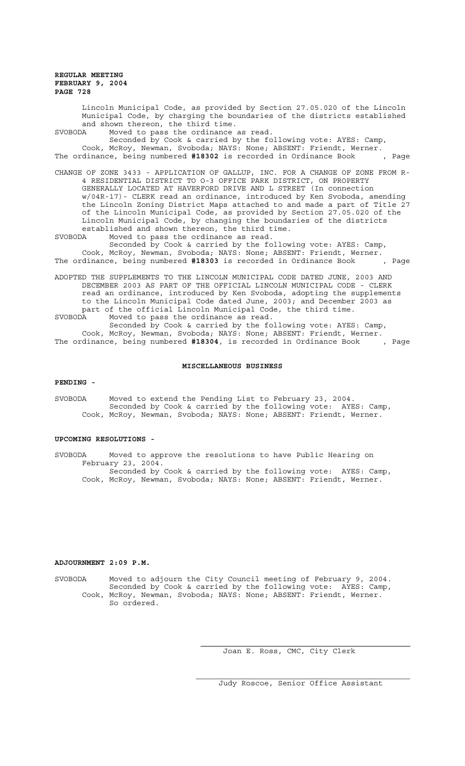Lincoln Municipal Code, as provided by Section 27.05.020 of the Lincoln Municipal Code, by charging the boundaries of the districts established and shown thereon, the third time.

SVOBODA Moved to pass the ordinance as read.

Seconded by Cook & carried by the following vote: AYES: Camp, Cook, McRoy, Newman, Svoboda; NAYS: None; ABSENT: Friendt, Werner.

The ordinance, being numbered **#18302** is recorded in Ordinance Book , Page

CHANGE OF ZONE 3433 - APPLICATION OF GALLUP, INC. FOR A CHANGE OF ZONE FROM R-4 RESIDENTIAL DISTRICT TO O-3 OFFICE PARK DISTRICT, ON PROPERTY GENERALLY LOCATED AT HAVERFORD DRIVE AND L STREET (In connection w/04R-17)- CLERK read an ordinance, introduced by Ken Svoboda, amending the Lincoln Zoning District Maps attached to and made a part of Title 27 of the Lincoln Municipal Code, as provided by Section 27.05.020 of the Lincoln Municipal Code, by changing the boundaries of the districts established and shown thereon, the third time.

SVOBODA Moved to pass the ordinance as read.

Seconded by Cook & carried by the following vote: AYES: Camp, Cook, McRoy, Newman, Svoboda; NAYS: None; ABSENT: Friendt, Werner.

The ordinance, being numbered **#18303** is recorded in Ordinance Book , Page

ADOPTED THE SUPPLEMENTS TO THE LINCOLN MUNICIPAL CODE DATED JUNE, 2003 AND DECEMBER 2003 AS PART OF THE OFFICIAL LINCOLN MUNICIPAL CODE - CLERK read an ordinance, introduced by Ken Svoboda, adopting the supplements to the Lincoln Municipal Code dated June, 2003; and December 2003 as part of the official Lincoln Municipal Code, the third time.

SVOBODA Moved to pass the ordinance as read.

Seconded by Cook & carried by the following vote: AYES: Camp, Cook, McRoy, Newman, Svoboda; NAYS: None; ABSENT: Friendt, Werner.

The ordinance, being numbered **#18304**, is recorded in Ordinance Book , Page

## MISCELLANEOUS BUSINESS

**PENDING -**

SVOBODA Moved to extend the Pending List to February 23, 2004.

Seconded by Cook & carried by the following vote: AYES: Camp, Cook, McRoy, Newman, Svoboda; NAYS: None; ABSENT: Friendt, Werner.

**UPCOMING RESOLUTIONS -**

SVOBODA Moved to approve the resolutions to have Public Hearing on February 23, 2004.

Seconded by Cook & carried by the following vote: AYES: Camp, Cook, McRoy, Newman, Svoboda; NAYS: None; ABSENT: Friendt, Werner.

**ADJOURNMENT 2:09 P.M.**

SVOBODA Moved to adjourn the City Council meeting of February 9, 2004.

Seconded by Cook & carried by the following vote: AYES: Camp, Cook, McRoy, Newman, Svoboda; NAYS: None; ABSENT: Friendt, Werner.

So ordered.

Joan E. Ross, CMC, City Clerk

Judy Roscoe, Senior Office Assistant